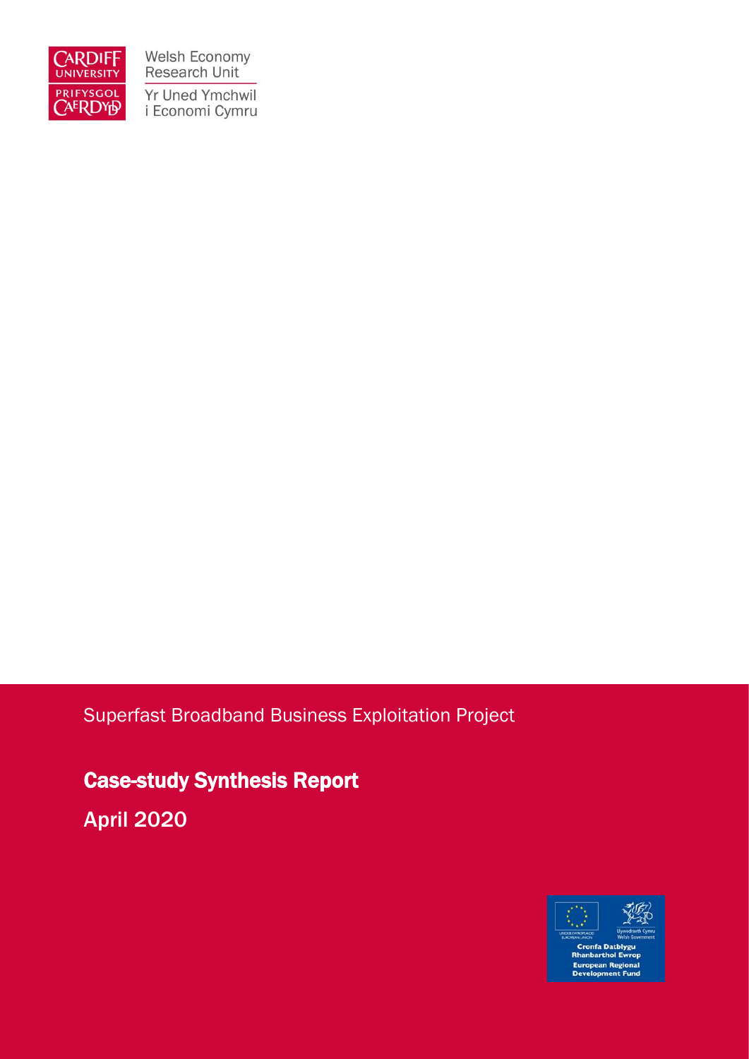Welsh Economy Research Unit

Yr Uned Ymchwil i Economi Cymru

Superfast Broadband Business Exploitation Project

# Case-study Synthesis Report

## April 2020

Cronfa Datblygu Rhanbarthol Ewrop

European Regional Development Fund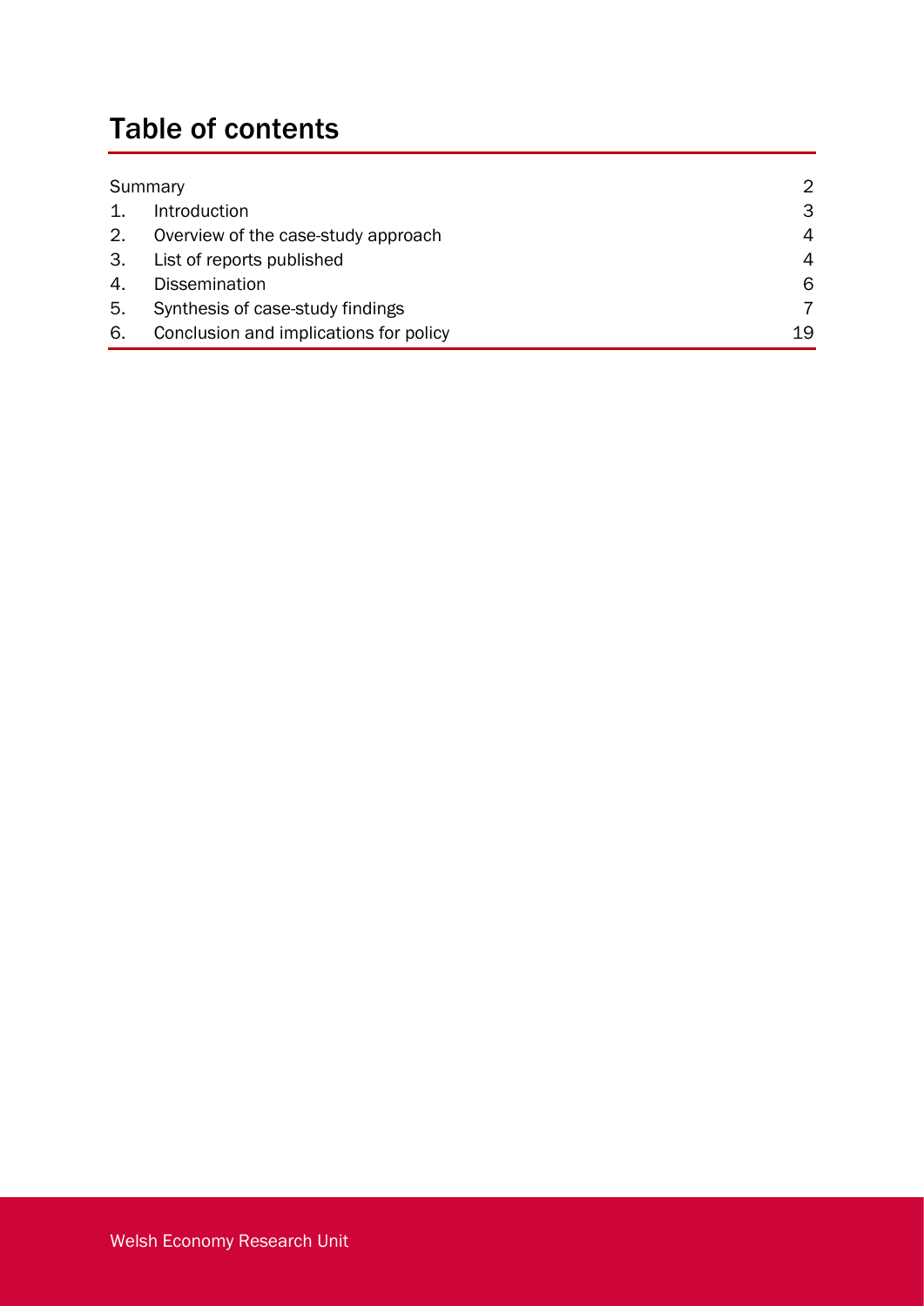# Table of contents

| | | |
|---|---|---|
| Summary | | 2 |
| 1. | Introduction | 3 |
| 2. | Overview of the case-study approach | 4 |
| 3. | List of reports published | 4 |
| 4. | Dissemination | 6 |
| 5. | Synthesis of case-study findings | 7 |
| 6. | Conclusion and implications for policy | 19 |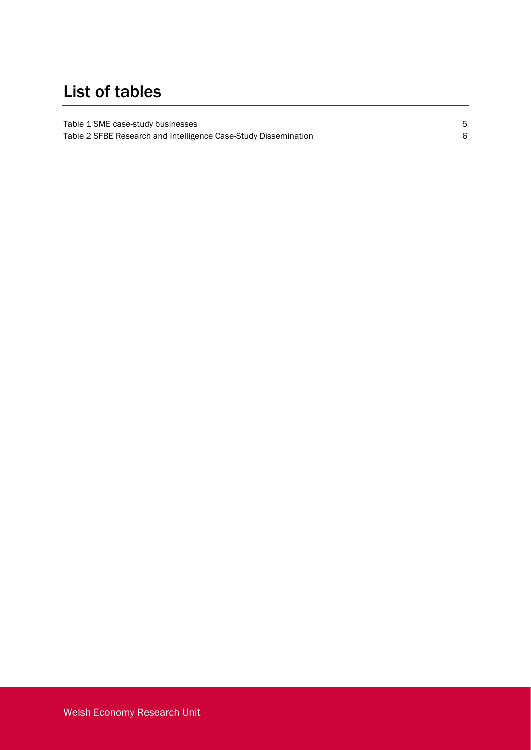# List of tables

Table 1 SME case-study businesses 5
Table 2 SFBE Research and Intelligence Case-Study Dissemination 6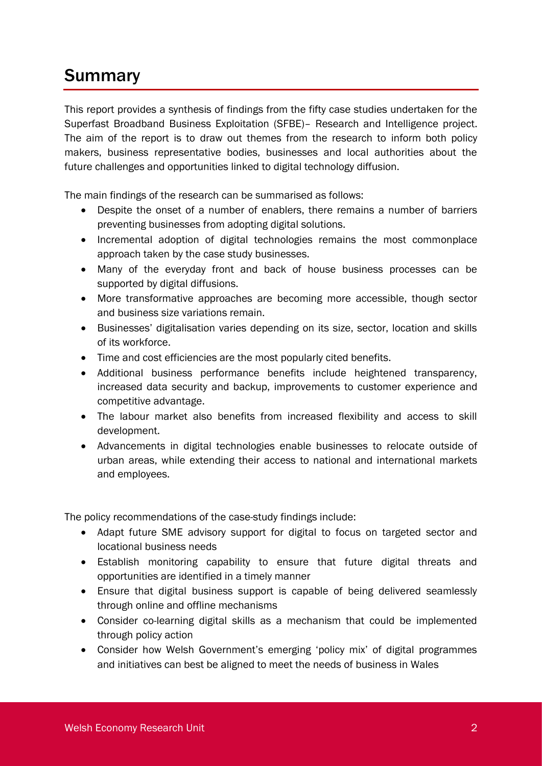# Summary

This report provides a synthesis of findings from the fifty case studies undertaken for the Superfast Broadband Business Exploitation (SFBE)– Research and Intelligence project. The aim of the report is to draw out themes from the research to inform both policy makers, business representative bodies, businesses and local authorities about the future challenges and opportunities linked to digital technology diffusion.

The main findings of the research can be summarised as follows:

- Despite the onset of a number of enablers, there remains a number of barriers preventing businesses from adopting digital solutions.
- Incremental adoption of digital technologies remains the most commonplace approach taken by the case study businesses.
- Many of the everyday front and back of house business processes can be supported by digital diffusions.
- More transformative approaches are becoming more accessible, though sector and business size variations remain.
- Businesses' digitalisation varies depending on its size, sector, location and skills of its workforce.
- Time and cost efficiencies are the most popularly cited benefits.
- Additional business performance benefits include heightened transparency, increased data security and backup, improvements to customer experience and competitive advantage.
- The labour market also benefits from increased flexibility and access to skill development.
- Advancements in digital technologies enable businesses to relocate outside of urban areas, while extending their access to national and international markets and employees.

The policy recommendations of the case-study findings include:

- Adapt future SME advisory support for digital to focus on targeted sector and locational business needs
- Establish monitoring capability to ensure that future digital threats and opportunities are identified in a timely manner
- Ensure that digital business support is capable of being delivered seamlessly through online and offline mechanisms
- Consider co-learning digital skills as a mechanism that could be implemented through policy action
- Consider how Welsh Government's emerging 'policy mix' of digital programmes and initiatives can best be aligned to meet the needs of business in Wales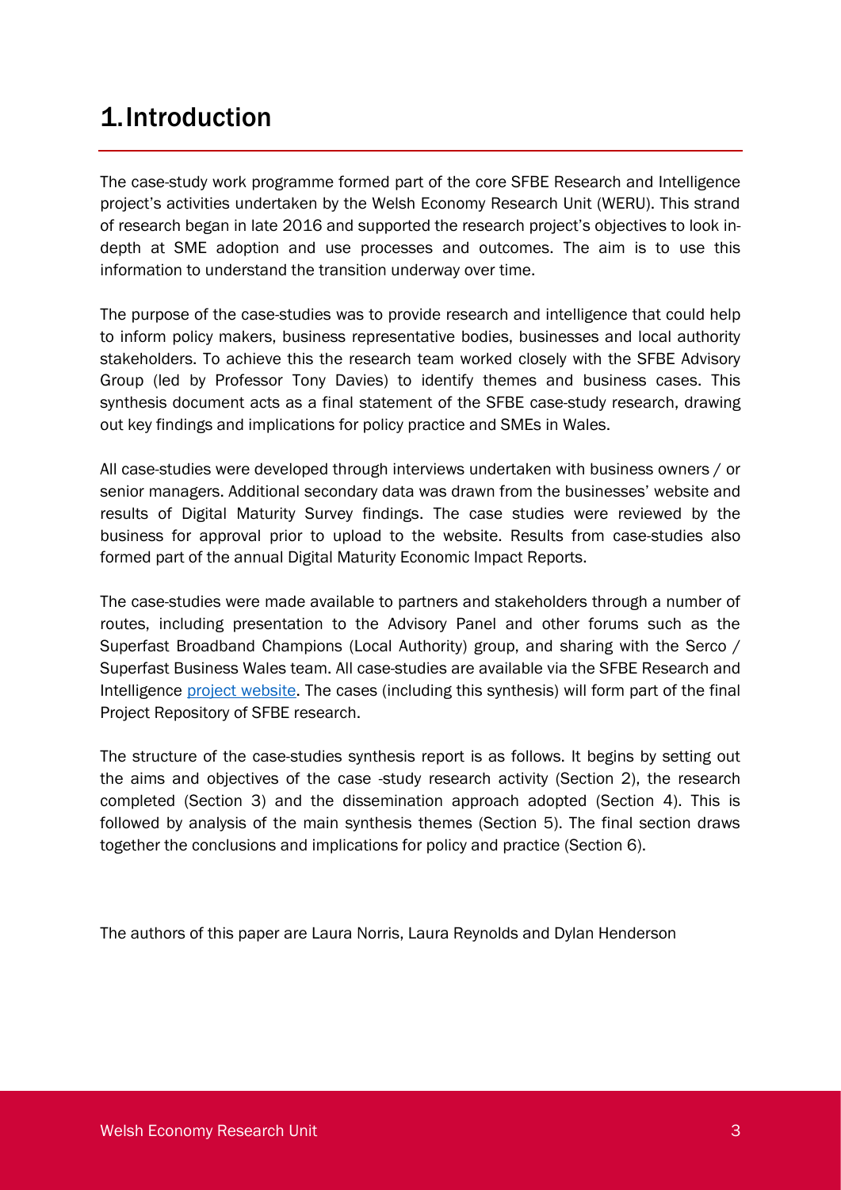# 1. Introduction

The case-study work programme formed part of the core SFBE Research and Intelligence project's activities undertaken by the Welsh Economy Research Unit (WERU). This strand of research began in late 2016 and supported the research project's objectives to look in-depth at SME adoption and use processes and outcomes. The aim is to use this information to understand the transition underway over time.

The purpose of the case-studies was to provide research and intelligence that could help to inform policy makers, business representative bodies, businesses and local authority stakeholders. To achieve this the research team worked closely with the SFBE Advisory Group (led by Professor Tony Davies) to identify themes and business cases. This synthesis document acts as a final statement of the SFBE case-study research, drawing out key findings and implications for policy practice and SMEs in Wales.

All case-studies were developed through interviews undertaken with business owners / or senior managers. Additional secondary data was drawn from the businesses' website and results of Digital Maturity Survey findings. The case studies were reviewed by the business for approval prior to upload to the website. Results from case-studies also formed part of the annual Digital Maturity Economic Impact Reports.

The case-studies were made available to partners and stakeholders through a number of routes, including presentation to the Advisory Panel and other forums such as the Superfast Broadband Champions (Local Authority) group, and sharing with the Serco / Superfast Business Wales team. All case-studies are available via the SFBE Research and Intelligence project website. The cases (including this synthesis) will form part of the final Project Repository of SFBE research.

The structure of the case-studies synthesis report is as follows. It begins by setting out the aims and objectives of the case -study research activity (Section 2), the research completed (Section 3) and the dissemination approach adopted (Section 4). This is followed by analysis of the main synthesis themes (Section 5). The final section draws together the conclusions and implications for policy and practice (Section 6).

The authors of this paper are Laura Norris, Laura Reynolds and Dylan Henderson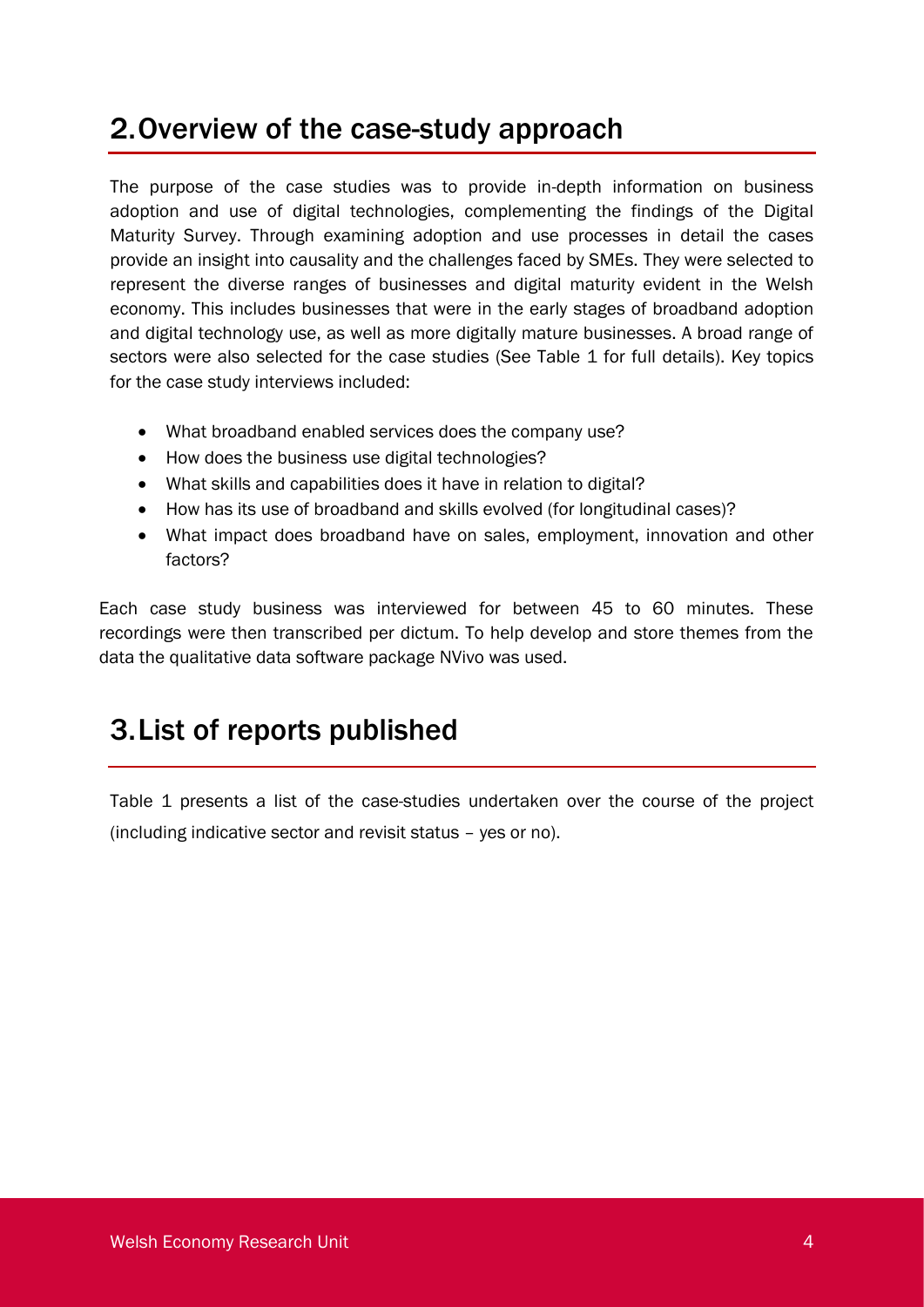## 2. Overview of the case-study approach

The purpose of the case studies was to provide in-depth information on business adoption and use of digital technologies, complementing the findings of the Digital Maturity Survey. Through examining adoption and use processes in detail the cases provide an insight into causality and the challenges faced by SMEs. They were selected to represent the diverse ranges of businesses and digital maturity evident in the Welsh economy. This includes businesses that were in the early stages of broadband adoption and digital technology use, as well as more digitally mature businesses. A broad range of sectors were also selected for the case studies (See Table 1 for full details). Key topics for the case study interviews included:

- What broadband enabled services does the company use?
- How does the business use digital technologies?
- What skills and capabilities does it have in relation to digital?
- How has its use of broadband and skills evolved (for longitudinal cases)?
- What impact does broadband have on sales, employment, innovation and other factors?

Each case study business was interviewed for between 45 to 60 minutes. These recordings were then transcribed per dictum. To help develop and store themes from the data the qualitative data software package NVivo was used.

## 3. List of reports published

Table 1 presents a list of the case-studies undertaken over the course of the project (including indicative sector and revisit status – yes or no).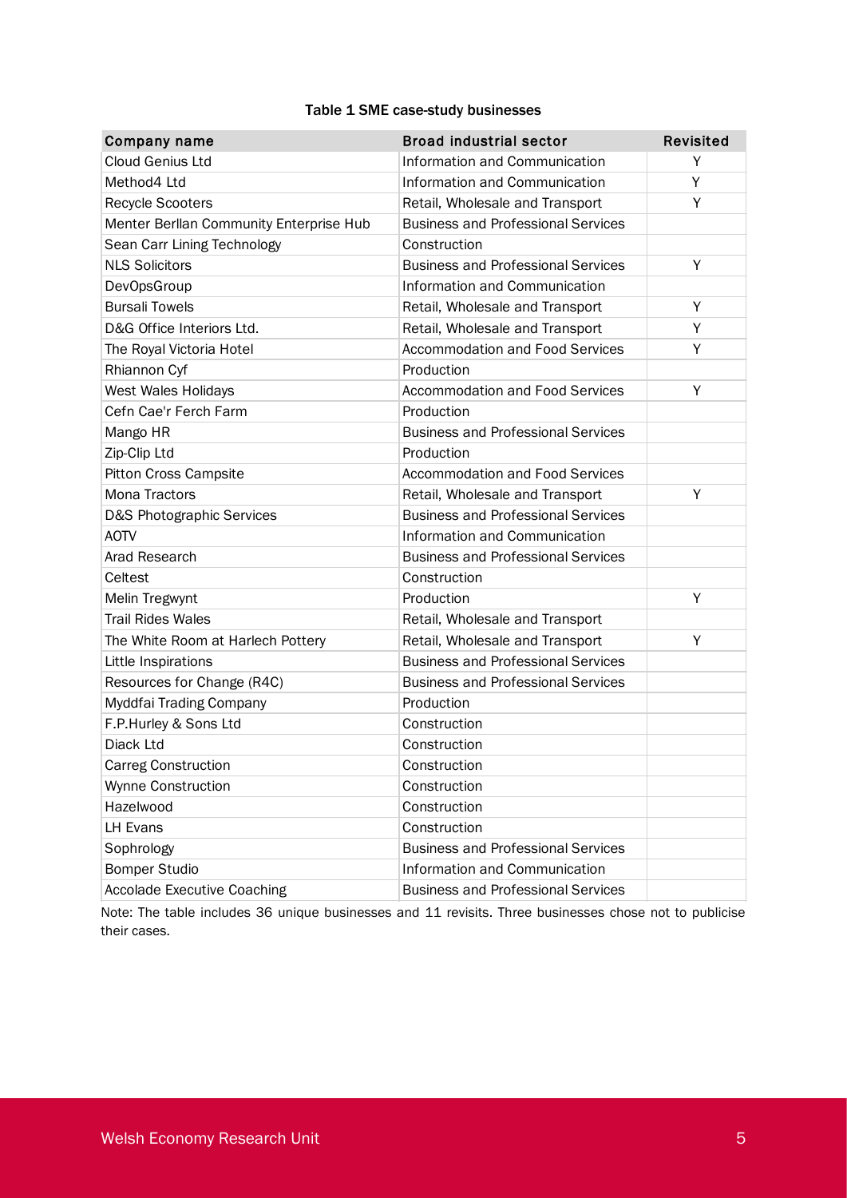Table 1 SME case-study businesses

| Company name | Broad industrial sector | Revisited |
| --- | --- | --- |
| Cloud Genius Ltd | Information and Communication | Y |
| Method4 Ltd | Information and Communication | Y |
| Recycle Scooters | Retail, Wholesale and Transport | Y |
| Menter Berllan Community Enterprise Hub | Business and Professional Services | |
| Sean Carr Lining Technology | Construction | |
| NLS Solicitors | Business and Professional Services | Y |
| DevOpsGroup | Information and Communication | |
| Bursali Towels | Retail, Wholesale and Transport | Y |
| D&G Office Interiors Ltd. | Retail, Wholesale and Transport | Y |
| The Royal Victoria Hotel | Accommodation and Food Services | Y |
| Rhiannon Cyf | Production | |
| West Wales Holidays | Accommodation and Food Services | Y |
| Cefn Cae'r Ferch Farm | Production | |
| Mango HR | Business and Professional Services | |
| Zip-Clip Ltd | Production | |
| Pitton Cross Campsite | Accommodation and Food Services | |
| Mona Tractors | Retail, Wholesale and Transport | Y |
| D&S Photographic Services | Business and Professional Services | |
| AOTV | Information and Communication | |
| Arad Research | Business and Professional Services | |
| Celtest | Construction | |
| Melin Tregwynt | Production | Y |
| Trail Rides Wales | Retail, Wholesale and Transport | |
| The White Room at Harlech Pottery | Retail, Wholesale and Transport | Y |
| Little Inspirations | Business and Professional Services | |
| Resources for Change (R4C) | Business and Professional Services | |
| Myddfai Trading Company | Production | |
| F.P.Hurley & Sons Ltd | Construction | |
| Diack Ltd | Construction | |
| Carreg Construction | Construction | |
| Wynne Construction | Construction | |
| Hazelwood | Construction | |
| LH Evans | Construction | |
| Sophrology | Business and Professional Services | |
| Bomper Studio | Information and Communication | |
| Accolade Executive Coaching | Business and Professional Services | |

Note: The table includes 36 unique businesses and 11 revisits. Three businesses chose not to publicise their cases.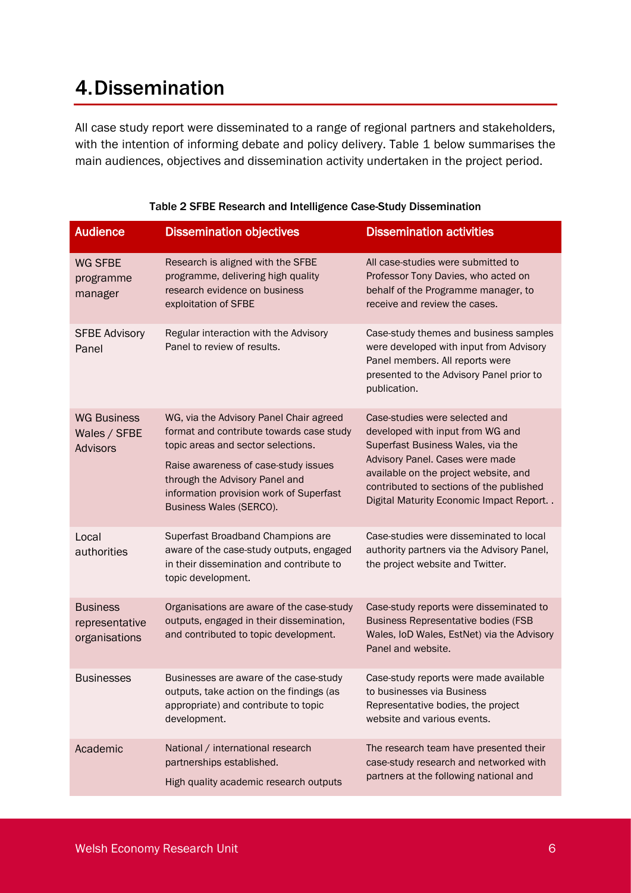# 4. Dissemination

All case study report were disseminated to a range of regional partners and stakeholders, with the intention of informing debate and policy delivery. Table 1 below summarises the main audiences, objectives and dissemination activity undertaken in the project period.

Table 2 SFBE Research and Intelligence Case-Study Dissemination

| Audience | Dissemination objectives | Dissemination activities |
|---|---|---|
| WG SFBE programme manager | Research is aligned with the SFBE programme, delivering high quality research evidence on business exploitation of SFBE | All case-studies were submitted to Professor Tony Davies, who acted on behalf of the Programme manager, to receive and review the cases. |
| SFBE Advisory Panel | Regular interaction with the Advisory Panel to review of results. | Case-study themes and business samples were developed with input from Advisory Panel members. All reports were presented to the Advisory Panel prior to publication. |
| WG Business Wales / SFBE Advisors | WG, via the Advisory Panel Chair agreed format and contribute towards case study topic areas and sector selections.<br><br>Raise awareness of case-study issues through the Advisory Panel and information provision work of Superfast Business Wales (SERCO). | Case-studies were selected and developed with input from WG and Superfast Business Wales, via the Advisory Panel. Cases were made available on the project website, and contributed to sections of the published Digital Maturity Economic Impact Report. . |
| Local authorities | Superfast Broadband Champions are aware of the case-study outputs, engaged in their dissemination and contribute to topic development. | Case-studies were disseminated to local authority partners via the Advisory Panel, the project website and Twitter. |
| Business representative organisations | Organisations are aware of the case-study outputs, engaged in their dissemination, and contributed to topic development. | Case-study reports were disseminated to Business Representative bodies (FSB Wales, IoD Wales, EstNet) via the Advisory Panel and website. |
| Businesses | Businesses are aware of the case-study outputs, take action on the findings (as appropriate) and contribute to topic development. | Case-study reports were made available to businesses via Business Representative bodies, the project website and various events. |
| Academic | National / international research partnerships established.<br><br>High quality academic research outputs | The research team have presented their case-study research and networked with partners at the following national and |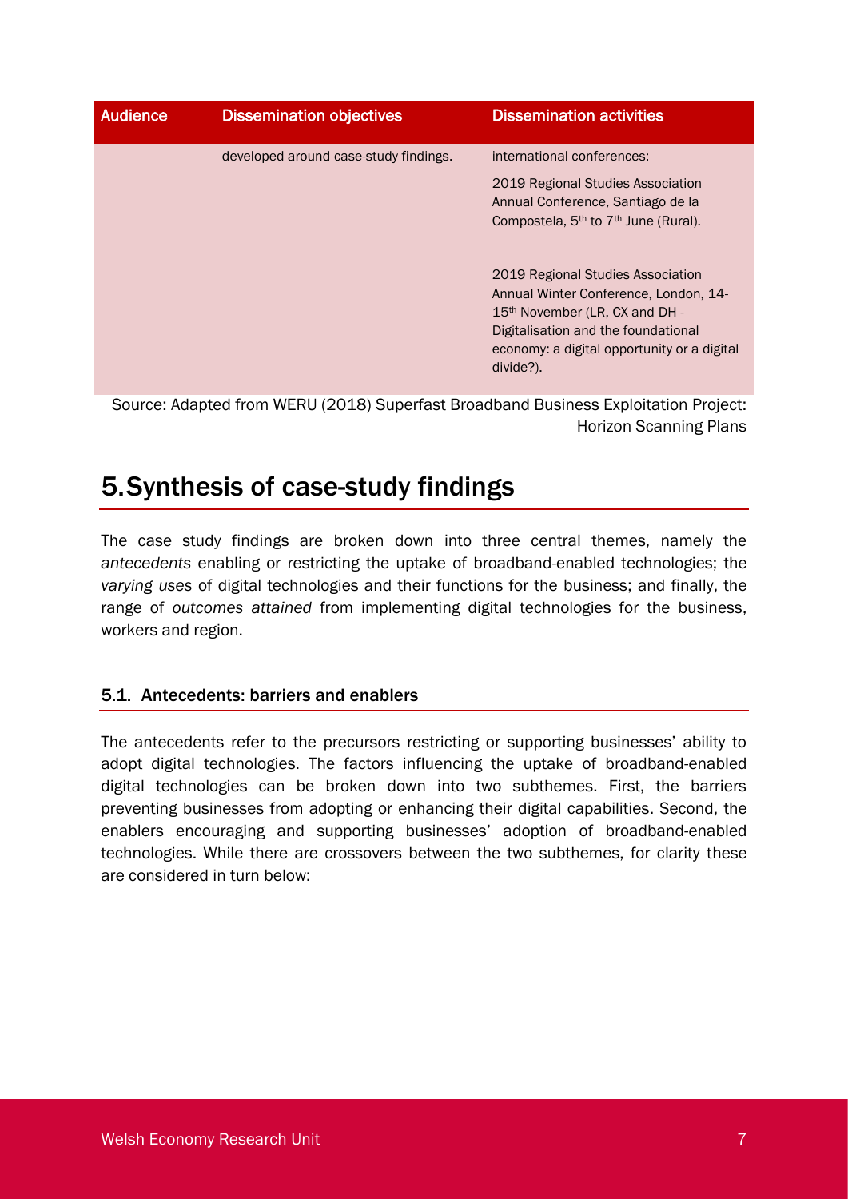| Audience | Dissemination objectives | Dissemination activities |
| --- | --- | --- |
| | developed around case-study findings. | international conferences:<br><br>2019 Regional Studies Association Annual Conference, Santiago de la Compostela, 5th to 7th June (Rural).<br><br>2019 Regional Studies Association Annual Winter Conference, London, 14-15th November (LR, CX and DH - Digitalisation and the foundational economy: a digital opportunity or a digital divide?). |

Source: Adapted from WERU (2018) Superfast Broadband Business Exploitation Project: Horizon Scanning Plans

# 5. Synthesis of case-study findings

The case study findings are broken down into three central themes, namely the *antecedents* enabling or restricting the uptake of broadband-enabled technologies; the *varying uses* of digital technologies and their functions for the business; and finally, the range of *outcomes attained* from implementing digital technologies for the business, workers and region.

## 5.1. Antecedents: barriers and enablers

The antecedents refer to the precursors restricting or supporting businesses' ability to adopt digital technologies. The factors influencing the uptake of broadband-enabled digital technologies can be broken down into two subthemes. First, the barriers preventing businesses from adopting or enhancing their digital capabilities. Second, the enablers encouraging and supporting businesses' adoption of broadband-enabled technologies. While there are crossovers between the two subthemes, for clarity these are considered in turn below: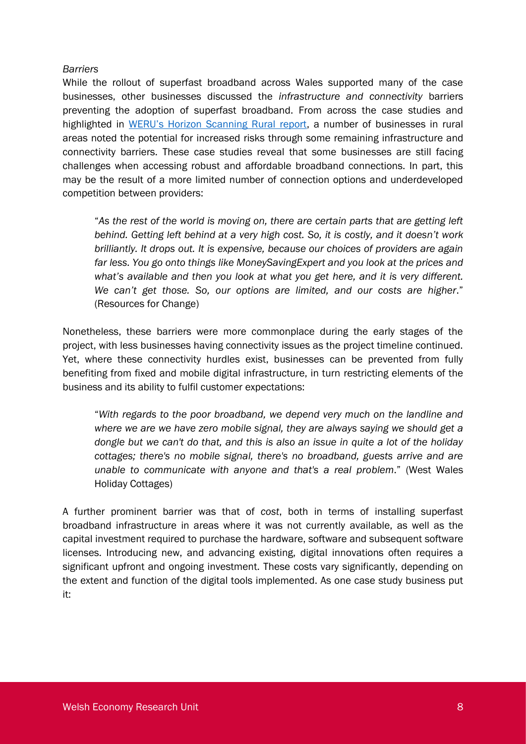*Barriers*

While the rollout of superfast broadband across Wales supported many of the case businesses, other businesses discussed the *infrastructure and connectivity* barriers preventing the adoption of superfast broadband. From across the case studies and highlighted in [WERU's Horizon Scanning Rural report](), a number of businesses in rural areas noted the potential for increased risks through some remaining infrastructure and connectivity barriers. These case studies reveal that some businesses are still facing challenges when accessing robust and affordable broadband connections. In part, this may be the result of a more limited number of connection options and underdeveloped competition between providers:

> "*As the rest of the world is moving on, there are certain parts that are getting left behind. Getting left behind at a very high cost. So, it is costly, and it doesn't work brilliantly. It drops out. It is expensive, because our choices of providers are again far less. You go onto things like MoneySavingExpert and you look at the prices and what's available and then you look at what you get here, and it is very different. We can't get those. So, our options are limited, and our costs are higher*." (Resources for Change)

Nonetheless, these barriers were more commonplace during the early stages of the project, with less businesses having connectivity issues as the project timeline continued. Yet, where these connectivity hurdles exist, businesses can be prevented from fully benefiting from fixed and mobile digital infrastructure, in turn restricting elements of the business and its ability to fulfil customer expectations:

> "*With regards to the poor broadband, we depend very much on the landline and where we are we have zero mobile signal, they are always saying we should get a dongle but we can't do that, and this is also an issue in quite a lot of the holiday cottages; there's no mobile signal, there's no broadband, guests arrive and are unable to communicate with anyone and that's a real problem*." (West Wales Holiday Cottages)

A further prominent barrier was that of *cost*, both in terms of installing superfast broadband infrastructure in areas where it was not currently available, as well as the capital investment required to purchase the hardware, software and subsequent software licenses. Introducing new, and advancing existing, digital innovations often requires a significant upfront and ongoing investment. These costs vary significantly, depending on the extent and function of the digital tools implemented. As one case study business put it: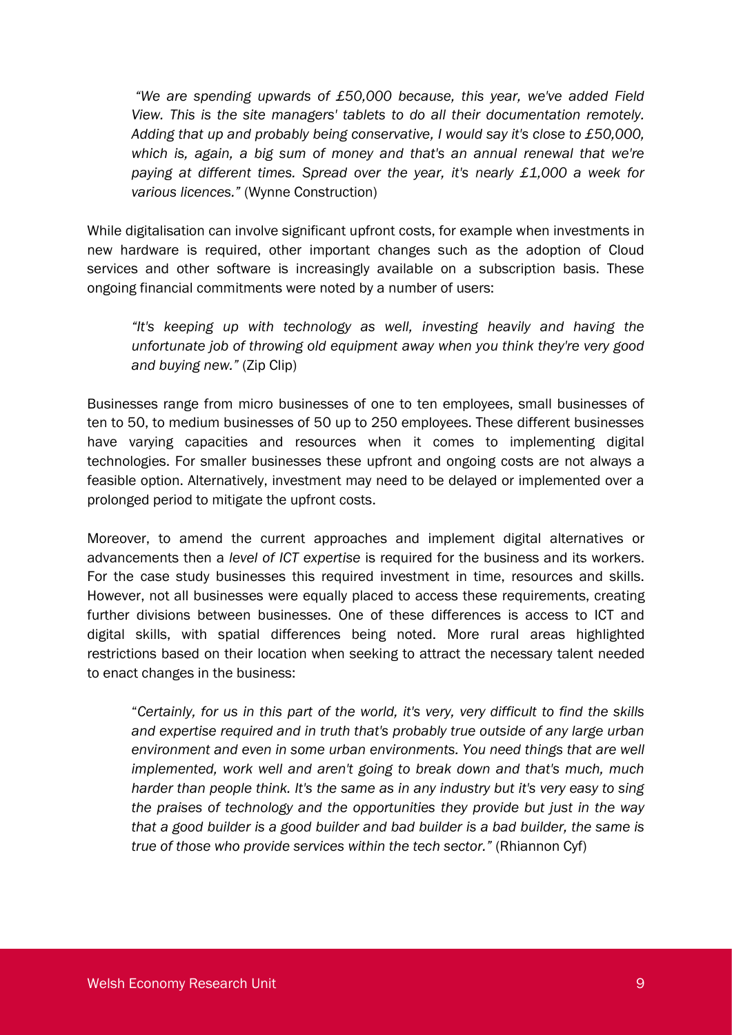> *"We are spending upwards of £50,000 because, this year, we've added Field View. This is the site managers' tablets to do all their documentation remotely. Adding that up and probably being conservative, I would say it's close to £50,000, which is, again, a big sum of money and that's an annual renewal that we're paying at different times. Spread over the year, it's nearly £1,000 a week for various licences."* (Wynne Construction)

While digitalisation can involve significant upfront costs, for example when investments in new hardware is required, other important changes such as the adoption of Cloud services and other software is increasingly available on a subscription basis. These ongoing financial commitments were noted by a number of users:

> *"It's keeping up with technology as well, investing heavily and having the unfortunate job of throwing old equipment away when you think they're very good and buying new."* (Zip Clip)

Businesses range from micro businesses of one to ten employees, small businesses of ten to 50, to medium businesses of 50 up to 250 employees. These different businesses have varying capacities and resources when it comes to implementing digital technologies. For smaller businesses these upfront and ongoing costs are not always a feasible option. Alternatively, investment may need to be delayed or implemented over a prolonged period to mitigate the upfront costs.

Moreover, to amend the current approaches and implement digital alternatives or advancements then a *level of ICT expertise* is required for the business and its workers. For the case study businesses this required investment in time, resources and skills. However, not all businesses were equally placed to access these requirements, creating further divisions between businesses. One of these differences is access to ICT and digital skills, with spatial differences being noted. More rural areas highlighted restrictions based on their location when seeking to attract the necessary talent needed to enact changes in the business:

> *"Certainly, for us in this part of the world, it's very, very difficult to find the skills and expertise required and in truth that's probably true outside of any large urban environment and even in some urban environments. You need things that are well implemented, work well and aren't going to break down and that's much, much harder than people think. It's the same as in any industry but it's very easy to sing the praises of technology and the opportunities they provide but just in the way that a good builder is a good builder and bad builder is a bad builder, the same is true of those who provide services within the tech sector."* (Rhiannon Cyf)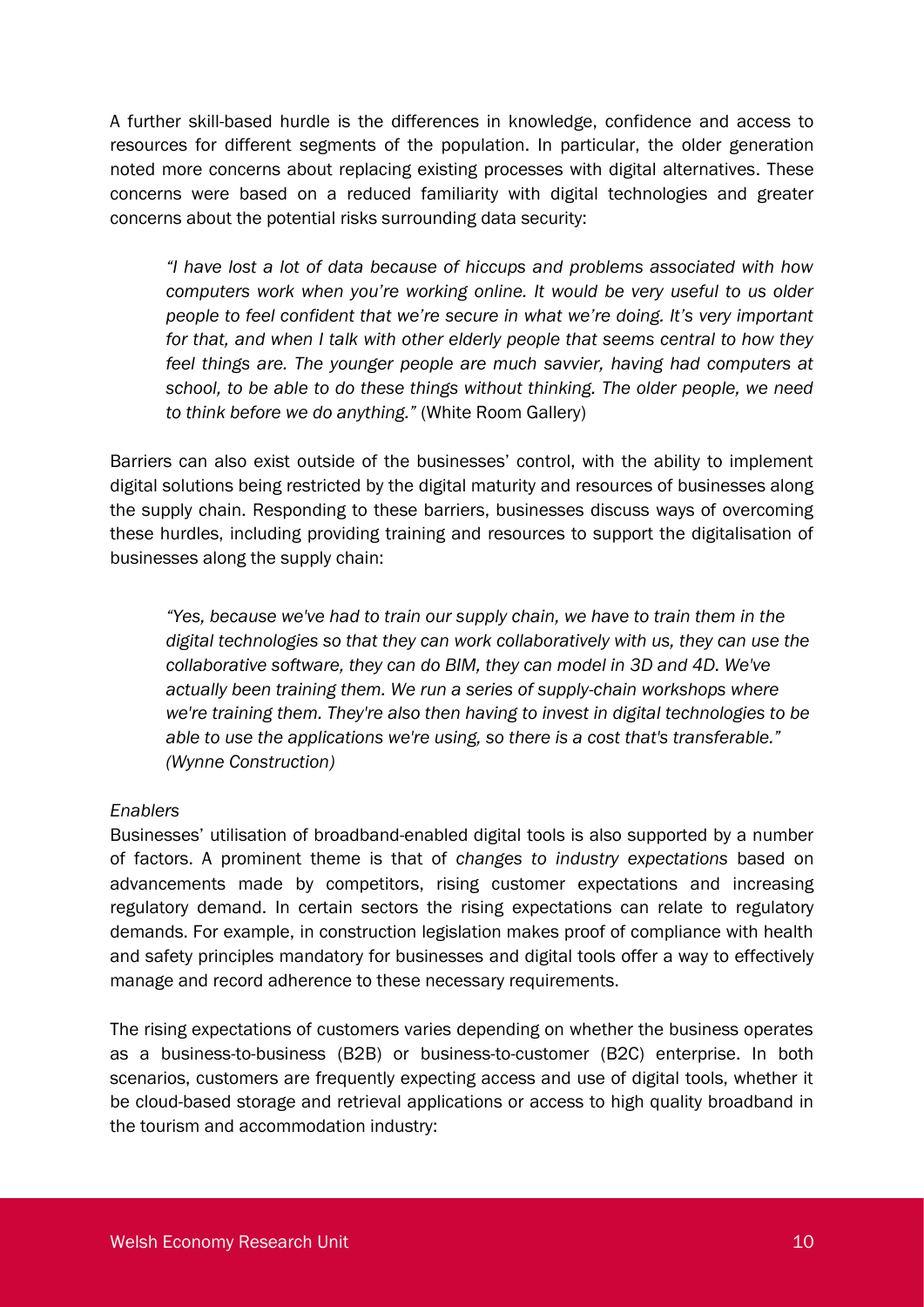A further skill-based hurdle is the differences in knowledge, confidence and access to resources for different segments of the population. In particular, the older generation noted more concerns about replacing existing processes with digital alternatives. These concerns were based on a reduced familiarity with digital technologies and greater concerns about the potential risks surrounding data security:

> *"I have lost a lot of data because of hiccups and problems associated with how computers work when you're working online. It would be very useful to us older people to feel confident that we're secure in what we're doing. It's very important for that, and when I talk with other elderly people that seems central to how they feel things are. The younger people are much savvier, having had computers at school, to be able to do these things without thinking. The older people, we need to think before we do anything."* (White Room Gallery)

Barriers can also exist outside of the businesses' control, with the ability to implement digital solutions being restricted by the digital maturity and resources of businesses along the supply chain. Responding to these barriers, businesses discuss ways of overcoming these hurdles, including providing training and resources to support the digitalisation of businesses along the supply chain:

> *"Yes, because we've had to train our supply chain, we have to train them in the digital technologies so that they can work collaboratively with us, they can use the collaborative software, they can do BIM, they can model in 3D and 4D. We've actually been training them. We run a series of supply-chain workshops where we're training them. They're also then having to invest in digital technologies to be able to use the applications we're using, so there is a cost that's transferable." (Wynne Construction)*

*Enablers*

Businesses' utilisation of broadband-enabled digital tools is also supported by a number of factors. A prominent theme is that of *changes to industry expectations* based on advancements made by competitors, rising customer expectations and increasing regulatory demand. In certain sectors the rising expectations can relate to regulatory demands. For example, in construction legislation makes proof of compliance with health and safety principles mandatory for businesses and digital tools offer a way to effectively manage and record adherence to these necessary requirements.

The rising expectations of customers varies depending on whether the business operates as a business-to-business (B2B) or business-to-customer (B2C) enterprise. In both scenarios, customers are frequently expecting access and use of digital tools, whether it be cloud-based storage and retrieval applications or access to high quality broadband in the tourism and accommodation industry: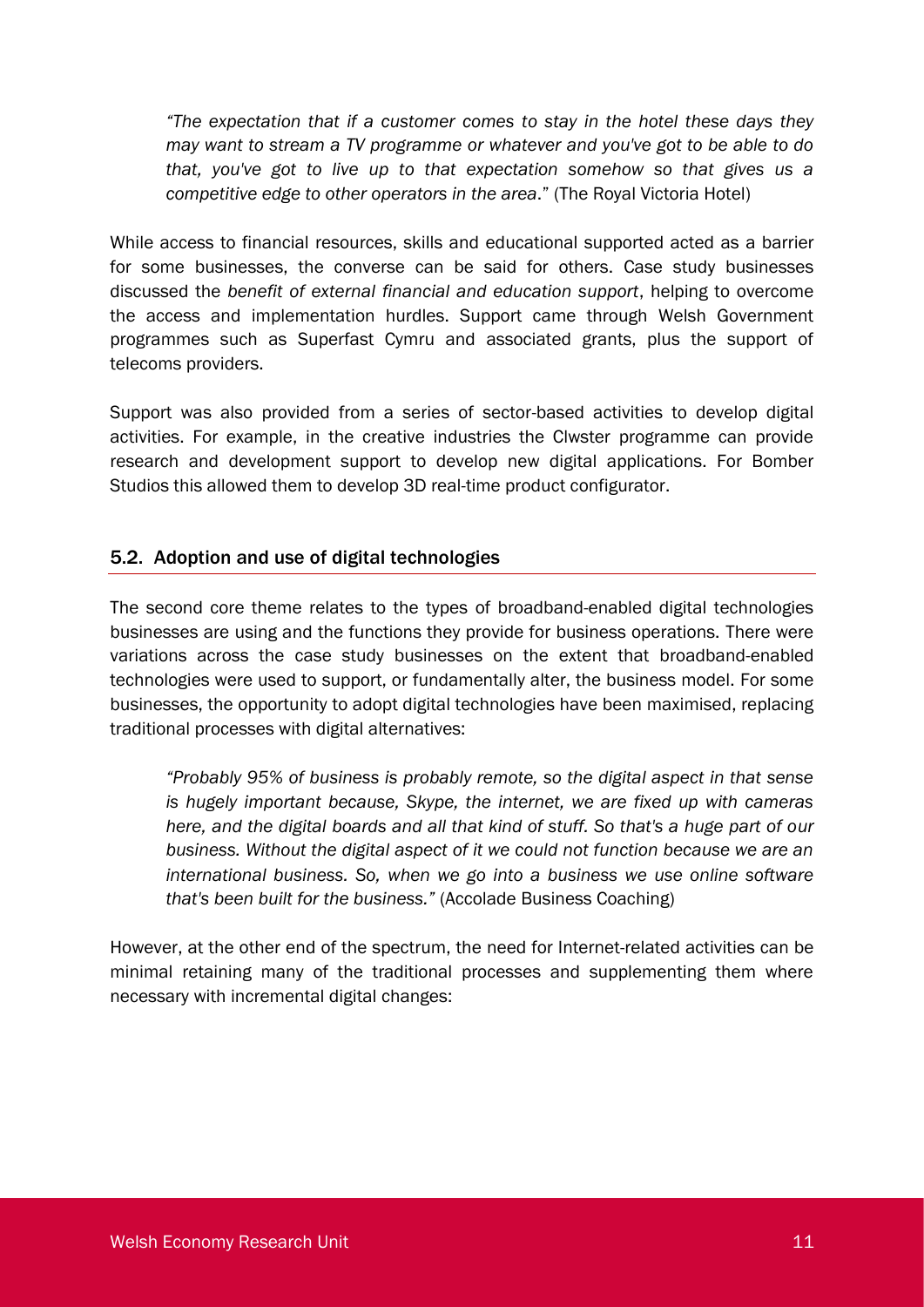*"The expectation that if a customer comes to stay in the hotel these days they may want to stream a TV programme or whatever and you've got to be able to do that, you've got to live up to that expectation somehow so that gives us a competitive edge to other operators in the area*." (The Royal Victoria Hotel)

While access to financial resources, skills and educational supported acted as a barrier for some businesses, the converse can be said for others. Case study businesses discussed the *benefit of external financial and education support*, helping to overcome the access and implementation hurdles. Support came through Welsh Government programmes such as Superfast Cymru and associated grants, plus the support of telecoms providers.

Support was also provided from a series of sector-based activities to develop digital activities. For example, in the creative industries the Clwster programme can provide research and development support to develop new digital applications. For Bomber Studios this allowed them to develop 3D real-time product configurator.

## 5.2. Adoption and use of digital technologies

The second core theme relates to the types of broadband-enabled digital technologies businesses are using and the functions they provide for business operations. There were variations across the case study businesses on the extent that broadband-enabled technologies were used to support, or fundamentally alter, the business model. For some businesses, the opportunity to adopt digital technologies have been maximised, replacing traditional processes with digital alternatives:

*"Probably 95% of business is probably remote, so the digital aspect in that sense is hugely important because, Skype, the internet, we are fixed up with cameras here, and the digital boards and all that kind of stuff. So that's a huge part of our business. Without the digital aspect of it we could not function because we are an international business. So, when we go into a business we use online software that's been built for the business."* (Accolade Business Coaching)

However, at the other end of the spectrum, the need for Internet-related activities can be minimal retaining many of the traditional processes and supplementing them where necessary with incremental digital changes: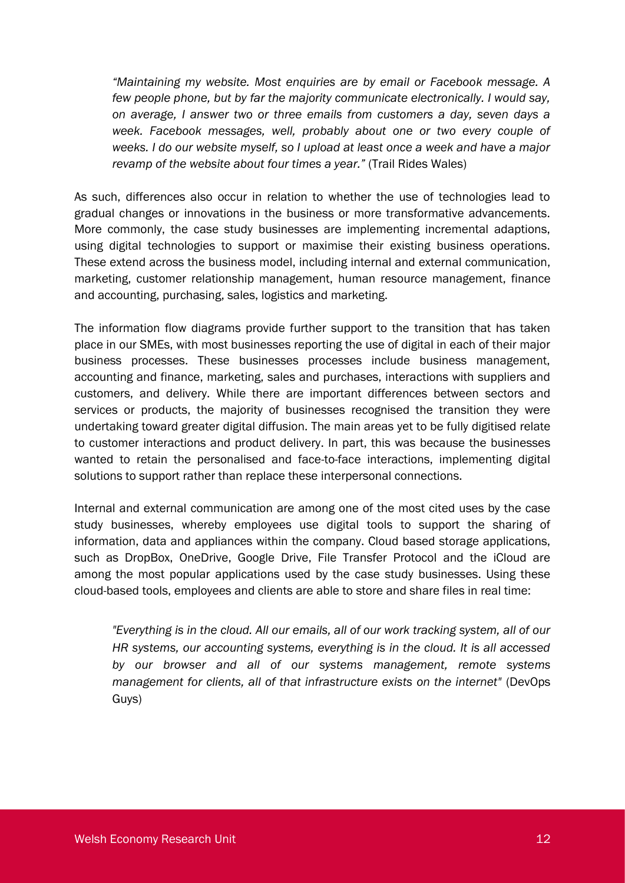> *"Maintaining my website. Most enquiries are by email or Facebook message. A few people phone, but by far the majority communicate electronically. I would say, on average, I answer two or three emails from customers a day, seven days a week. Facebook messages, well, probably about one or two every couple of weeks. I do our website myself, so I upload at least once a week and have a major revamp of the website about four times a year."* (Trail Rides Wales)

As such, differences also occur in relation to whether the use of technologies lead to gradual changes or innovations in the business or more transformative advancements. More commonly, the case study businesses are implementing incremental adaptions, using digital technologies to support or maximise their existing business operations. These extend across the business model, including internal and external communication, marketing, customer relationship management, human resource management, finance and accounting, purchasing, sales, logistics and marketing.

The information flow diagrams provide further support to the transition that has taken place in our SMEs, with most businesses reporting the use of digital in each of their major business processes. These businesses processes include business management, accounting and finance, marketing, sales and purchases, interactions with suppliers and customers, and delivery. While there are important differences between sectors and services or products, the majority of businesses recognised the transition they were undertaking toward greater digital diffusion. The main areas yet to be fully digitised relate to customer interactions and product delivery. In part, this was because the businesses wanted to retain the personalised and face-to-face interactions, implementing digital solutions to support rather than replace these interpersonal connections.

Internal and external communication are among one of the most cited uses by the case study businesses, whereby employees use digital tools to support the sharing of information, data and appliances within the company. Cloud based storage applications, such as DropBox, OneDrive, Google Drive, File Transfer Protocol and the iCloud are among the most popular applications used by the case study businesses. Using these cloud-based tools, employees and clients are able to store and share files in real time:

> *"Everything is in the cloud. All our emails, all of our work tracking system, all of our HR systems, our accounting systems, everything is in the cloud. It is all accessed by our browser and all of our systems management, remote systems management for clients, all of that infrastructure exists on the internet"* (DevOps Guys)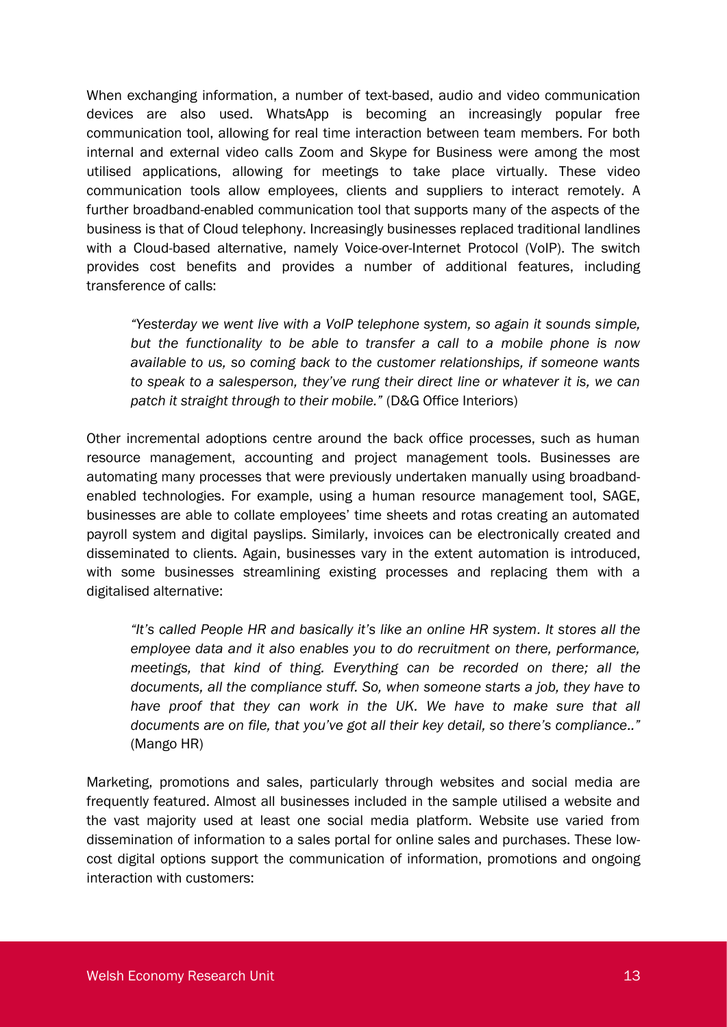When exchanging information, a number of text-based, audio and video communication devices are also used. WhatsApp is becoming an increasingly popular free communication tool, allowing for real time interaction between team members. For both internal and external video calls Zoom and Skype for Business were among the most utilised applications, allowing for meetings to take place virtually. These video communication tools allow employees, clients and suppliers to interact remotely. A further broadband-enabled communication tool that supports many of the aspects of the business is that of Cloud telephony. Increasingly businesses replaced traditional landlines with a Cloud-based alternative, namely Voice-over-Internet Protocol (VoIP). The switch provides cost benefits and provides a number of additional features, including transference of calls:

> *"Yesterday we went live with a VoIP telephone system, so again it sounds simple, but the functionality to be able to transfer a call to a mobile phone is now available to us, so coming back to the customer relationships, if someone wants to speak to a salesperson, they've rung their direct line or whatever it is, we can patch it straight through to their mobile."* (D&G Office Interiors)

Other incremental adoptions centre around the back office processes, such as human resource management, accounting and project management tools. Businesses are automating many processes that were previously undertaken manually using broadband-enabled technologies. For example, using a human resource management tool, SAGE, businesses are able to collate employees' time sheets and rotas creating an automated payroll system and digital payslips. Similarly, invoices can be electronically created and disseminated to clients. Again, businesses vary in the extent automation is introduced, with some businesses streamlining existing processes and replacing them with a digitalised alternative:

> *"It's called People HR and basically it's like an online HR system. It stores all the employee data and it also enables you to do recruitment on there, performance, meetings, that kind of thing. Everything can be recorded on there; all the documents, all the compliance stuff. So, when someone starts a job, they have to have proof that they can work in the UK. We have to make sure that all documents are on file, that you've got all their key detail, so there's compliance.."* (Mango HR)

Marketing, promotions and sales, particularly through websites and social media are frequently featured. Almost all businesses included in the sample utilised a website and the vast majority used at least one social media platform. Website use varied from dissemination of information to a sales portal for online sales and purchases. These low-cost digital options support the communication of information, promotions and ongoing interaction with customers: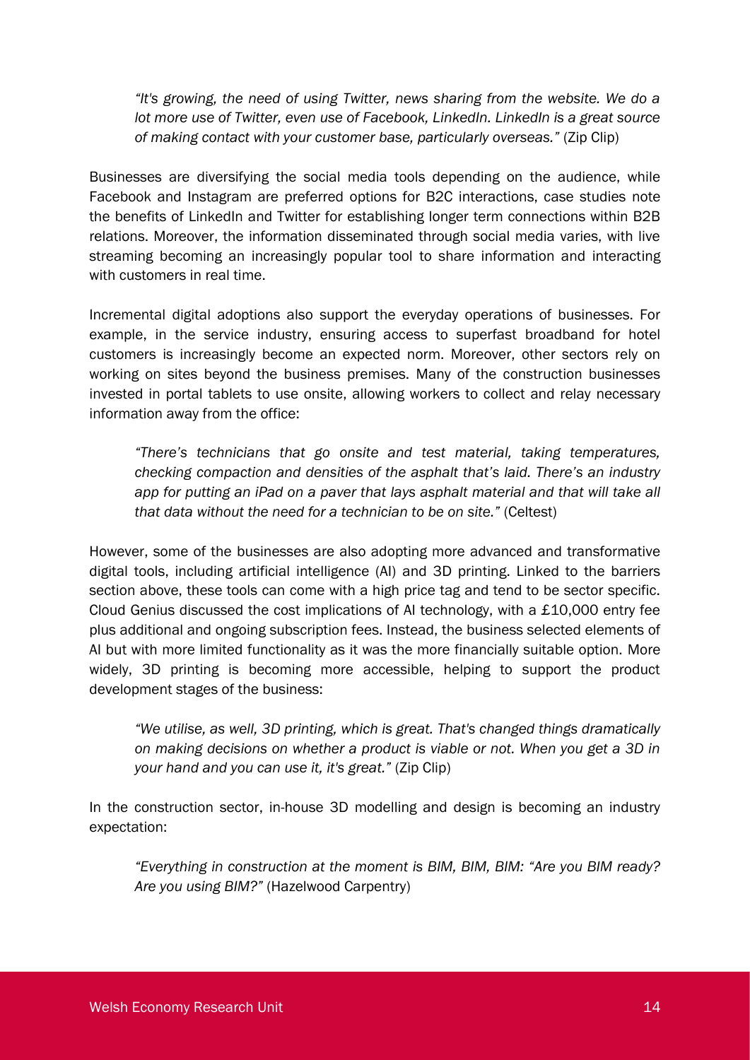*"It's growing, the need of using Twitter, news sharing from the website. We do a lot more use of Twitter, even use of Facebook, LinkedIn. LinkedIn is a great source of making contact with your customer base, particularly overseas."* (Zip Clip)

Businesses are diversifying the social media tools depending on the audience, while Facebook and Instagram are preferred options for B2C interactions, case studies note the benefits of LinkedIn and Twitter for establishing longer term connections within B2B relations. Moreover, the information disseminated through social media varies, with live streaming becoming an increasingly popular tool to share information and interacting with customers in real time.

Incremental digital adoptions also support the everyday operations of businesses. For example, in the service industry, ensuring access to superfast broadband for hotel customers is increasingly become an expected norm. Moreover, other sectors rely on working on sites beyond the business premises. Many of the construction businesses invested in portal tablets to use onsite, allowing workers to collect and relay necessary information away from the office:

*"There's technicians that go onsite and test material, taking temperatures, checking compaction and densities of the asphalt that's laid. There's an industry app for putting an iPad on a paver that lays asphalt material and that will take all that data without the need for a technician to be on site."* (Celtest)

However, some of the businesses are also adopting more advanced and transformative digital tools, including artificial intelligence (AI) and 3D printing. Linked to the barriers section above, these tools can come with a high price tag and tend to be sector specific. Cloud Genius discussed the cost implications of AI technology, with a £10,000 entry fee plus additional and ongoing subscription fees. Instead, the business selected elements of AI but with more limited functionality as it was the more financially suitable option. More widely, 3D printing is becoming more accessible, helping to support the product development stages of the business:

*"We utilise, as well, 3D printing, which is great. That's changed things dramatically on making decisions on whether a product is viable or not. When you get a 3D in your hand and you can use it, it's great."* (Zip Clip)

In the construction sector, in-house 3D modelling and design is becoming an industry expectation:

*"Everything in construction at the moment is BIM, BIM, BIM: "Are you BIM ready? Are you using BIM?"* (Hazelwood Carpentry)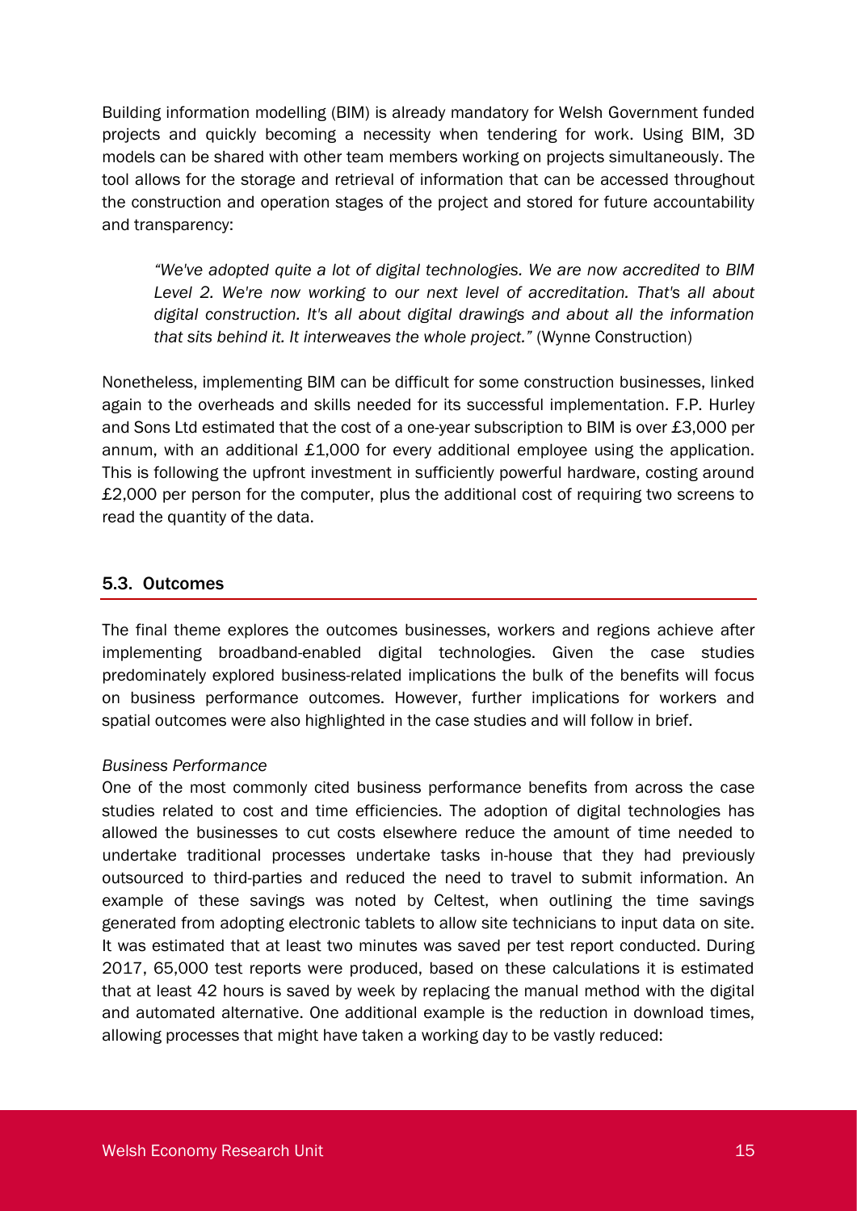Building information modelling (BIM) is already mandatory for Welsh Government funded projects and quickly becoming a necessity when tendering for work. Using BIM, 3D models can be shared with other team members working on projects simultaneously. The tool allows for the storage and retrieval of information that can be accessed throughout the construction and operation stages of the project and stored for future accountability and transparency:

> *"We've adopted quite a lot of digital technologies. We are now accredited to BIM Level 2. We're now working to our next level of accreditation. That's all about digital construction. It's all about digital drawings and about all the information that sits behind it. It interweaves the whole project."* (Wynne Construction)

Nonetheless, implementing BIM can be difficult for some construction businesses, linked again to the overheads and skills needed for its successful implementation. F.P. Hurley and Sons Ltd estimated that the cost of a one-year subscription to BIM is over £3,000 per annum, with an additional £1,000 for every additional employee using the application. This is following the upfront investment in sufficiently powerful hardware, costing around £2,000 per person for the computer, plus the additional cost of requiring two screens to read the quantity of the data.

## 5.3. Outcomes

The final theme explores the outcomes businesses, workers and regions achieve after implementing broadband-enabled digital technologies. Given the case studies predominately explored business-related implications the bulk of the benefits will focus on business performance outcomes. However, further implications for workers and spatial outcomes were also highlighted in the case studies and will follow in brief.

*Business Performance*

One of the most commonly cited business performance benefits from across the case studies related to cost and time efficiencies. The adoption of digital technologies has allowed the businesses to cut costs elsewhere reduce the amount of time needed to undertake traditional processes undertake tasks in-house that they had previously outsourced to third-parties and reduced the need to travel to submit information. An example of these savings was noted by Celtest, when outlining the time savings generated from adopting electronic tablets to allow site technicians to input data on site. It was estimated that at least two minutes was saved per test report conducted. During 2017, 65,000 test reports were produced, based on these calculations it is estimated that at least 42 hours is saved by week by replacing the manual method with the digital and automated alternative. One additional example is the reduction in download times, allowing processes that might have taken a working day to be vastly reduced: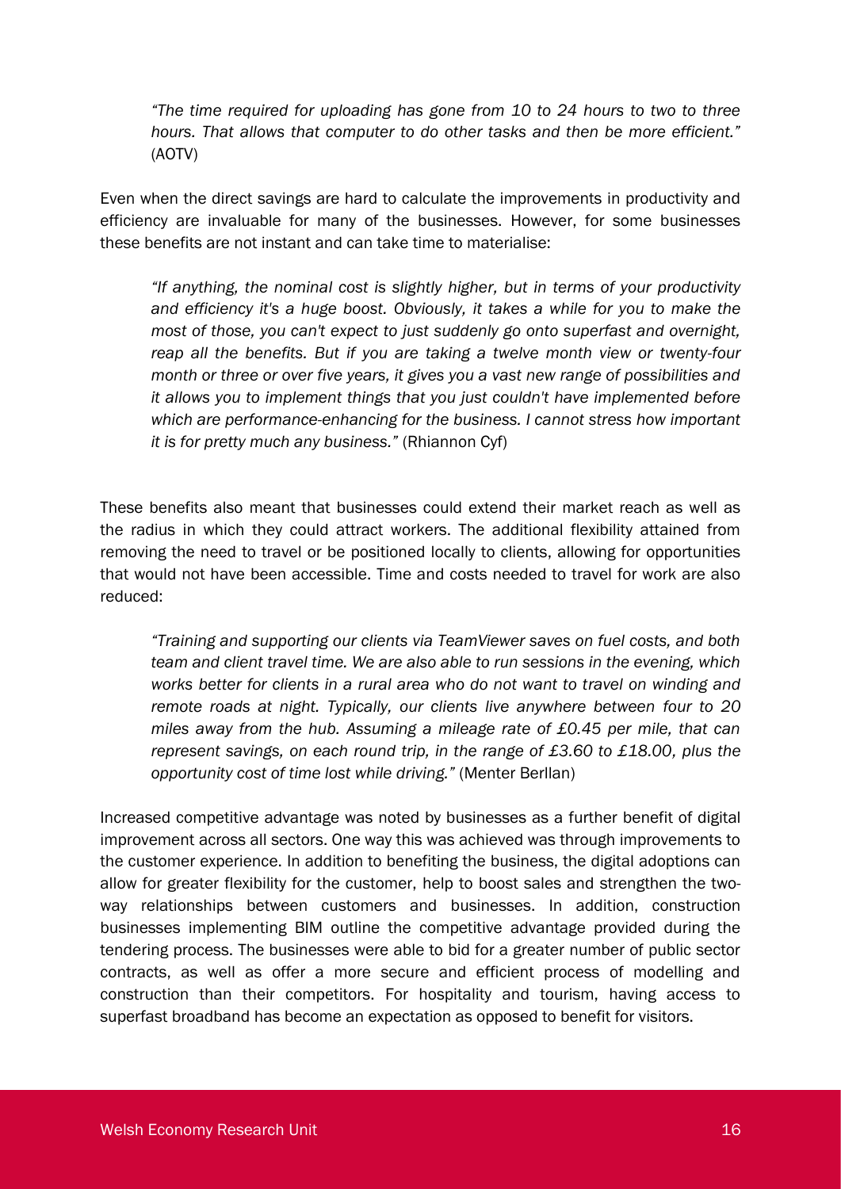> *"The time required for uploading has gone from 10 to 24 hours to two to three hours. That allows that computer to do other tasks and then be more efficient."* (AOTV)

Even when the direct savings are hard to calculate the improvements in productivity and efficiency are invaluable for many of the businesses. However, for some businesses these benefits are not instant and can take time to materialise:

> *"If anything, the nominal cost is slightly higher, but in terms of your productivity and efficiency it's a huge boost. Obviously, it takes a while for you to make the most of those, you can't expect to just suddenly go onto superfast and overnight, reap all the benefits. But if you are taking a twelve month view or twenty-four month or three or over five years, it gives you a vast new range of possibilities and it allows you to implement things that you just couldn't have implemented before which are performance-enhancing for the business. I cannot stress how important it is for pretty much any business."* (Rhiannon Cyf)

These benefits also meant that businesses could extend their market reach as well as the radius in which they could attract workers. The additional flexibility attained from removing the need to travel or be positioned locally to clients, allowing for opportunities that would not have been accessible. Time and costs needed to travel for work are also reduced:

> *"Training and supporting our clients via TeamViewer saves on fuel costs, and both team and client travel time. We are also able to run sessions in the evening, which works better for clients in a rural area who do not want to travel on winding and remote roads at night. Typically, our clients live anywhere between four to 20 miles away from the hub. Assuming a mileage rate of £0.45 per mile, that can represent savings, on each round trip, in the range of £3.60 to £18.00, plus the opportunity cost of time lost while driving."* (Menter Berllan)

Increased competitive advantage was noted by businesses as a further benefit of digital improvement across all sectors. One way this was achieved was through improvements to the customer experience. In addition to benefiting the business, the digital adoptions can allow for greater flexibility for the customer, help to boost sales and strengthen the two-way relationships between customers and businesses. In addition, construction businesses implementing BIM outline the competitive advantage provided during the tendering process. The businesses were able to bid for a greater number of public sector contracts, as well as offer a more secure and efficient process of modelling and construction than their competitors. For hospitality and tourism, having access to superfast broadband has become an expectation as opposed to benefit for visitors.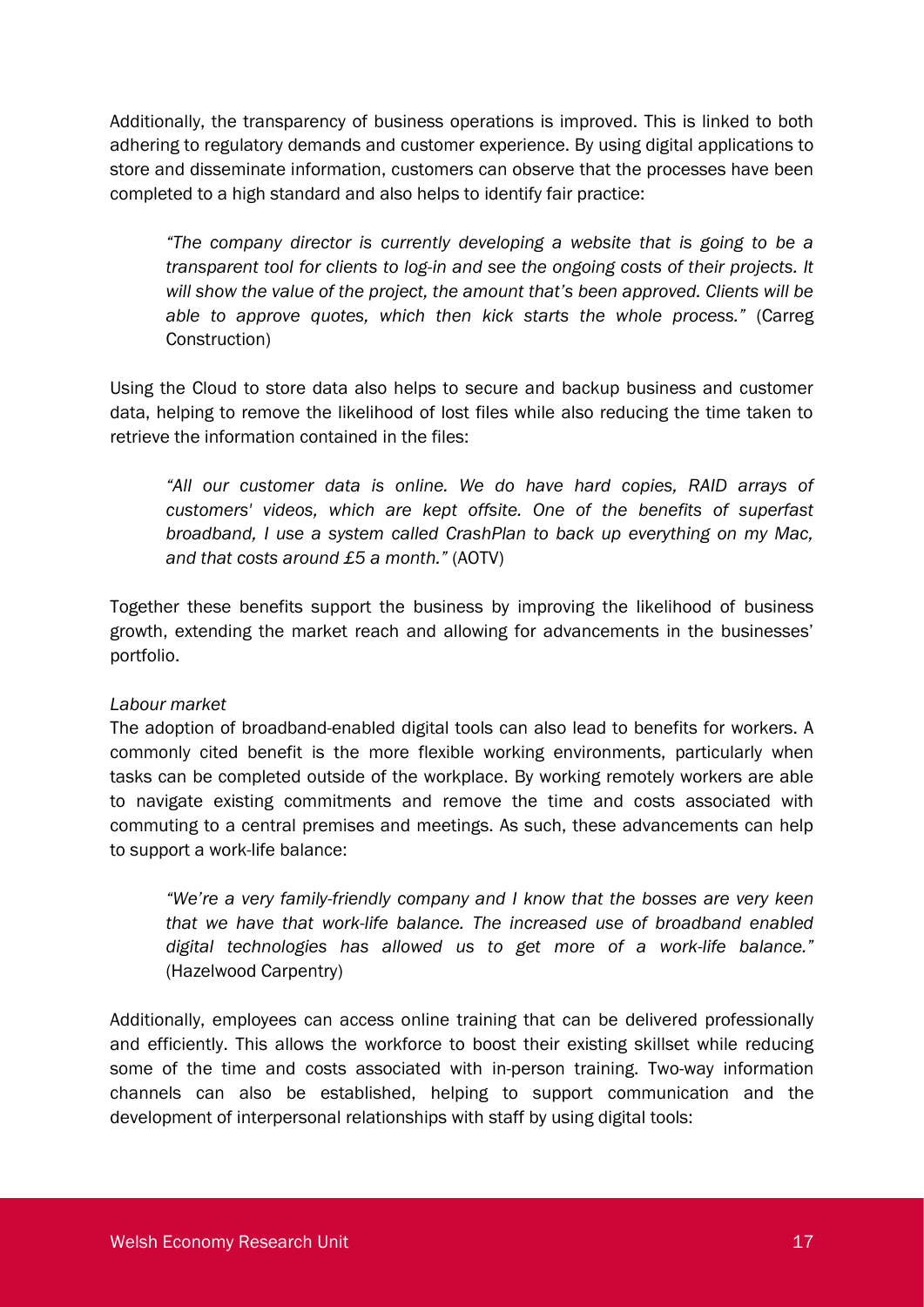Additionally, the transparency of business operations is improved. This is linked to both adhering to regulatory demands and customer experience. By using digital applications to store and disseminate information, customers can observe that the processes have been completed to a high standard and also helps to identify fair practice:

> *"The company director is currently developing a website that is going to be a transparent tool for clients to log-in and see the ongoing costs of their projects. It will show the value of the project, the amount that's been approved. Clients will be able to approve quotes, which then kick starts the whole process."* (Carreg Construction)

Using the Cloud to store data also helps to secure and backup business and customer data, helping to remove the likelihood of lost files while also reducing the time taken to retrieve the information contained in the files:

> *"All our customer data is online. We do have hard copies, RAID arrays of customers' videos, which are kept offsite. One of the benefits of superfast broadband, I use a system called CrashPlan to back up everything on my Mac, and that costs around £5 a month."* (AOTV)

Together these benefits support the business by improving the likelihood of business growth, extending the market reach and allowing for advancements in the businesses' portfolio.

*Labour market*

The adoption of broadband-enabled digital tools can also lead to benefits for workers. A commonly cited benefit is the more flexible working environments, particularly when tasks can be completed outside of the workplace. By working remotely workers are able to navigate existing commitments and remove the time and costs associated with commuting to a central premises and meetings. As such, these advancements can help to support a work-life balance:

> *"We're a very family-friendly company and I know that the bosses are very keen that we have that work-life balance. The increased use of broadband enabled digital technologies has allowed us to get more of a work-life balance."* (Hazelwood Carpentry)

Additionally, employees can access online training that can be delivered professionally and efficiently. This allows the workforce to boost their existing skillset while reducing some of the time and costs associated with in-person training. Two-way information channels can also be established, helping to support communication and the development of interpersonal relationships with staff by using digital tools: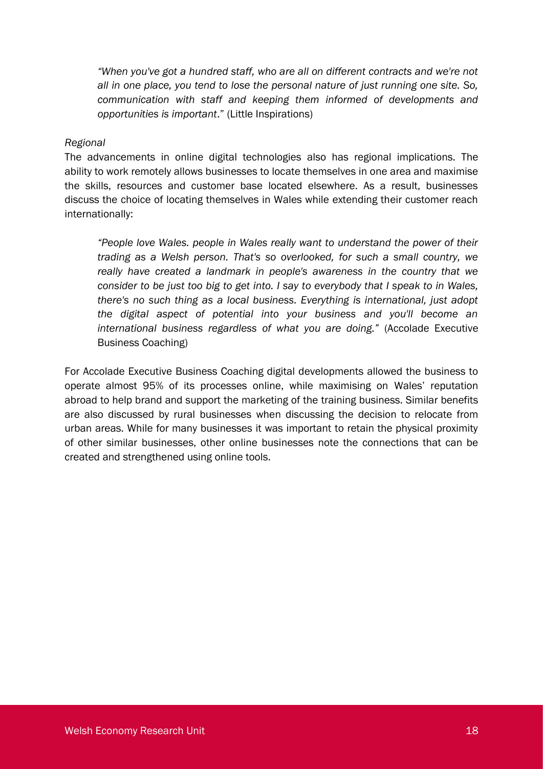> *"When you've got a hundred staff, who are all on different contracts and we're not all in one place, you tend to lose the personal nature of just running one site. So, communication with staff and keeping them informed of developments and opportunities is important*." (Little Inspirations)

*Regional*

The advancements in online digital technologies also has regional implications. The ability to work remotely allows businesses to locate themselves in one area and maximise the skills, resources and customer base located elsewhere. As a result, businesses discuss the choice of locating themselves in Wales while extending their customer reach internationally:

> *"People love Wales. people in Wales really want to understand the power of their trading as a Welsh person. That's so overlooked, for such a small country, we really have created a landmark in people's awareness in the country that we consider to be just too big to get into. I say to everybody that I speak to in Wales, there's no such thing as a local business. Everything is international, just adopt the digital aspect of potential into your business and you'll become an international business regardless of what you are doing."* (Accolade Executive Business Coaching)

For Accolade Executive Business Coaching digital developments allowed the business to operate almost 95% of its processes online, while maximising on Wales' reputation abroad to help brand and support the marketing of the training business. Similar benefits are also discussed by rural businesses when discussing the decision to relocate from urban areas. While for many businesses it was important to retain the physical proximity of other similar businesses, other online businesses note the connections that can be created and strengthened using online tools.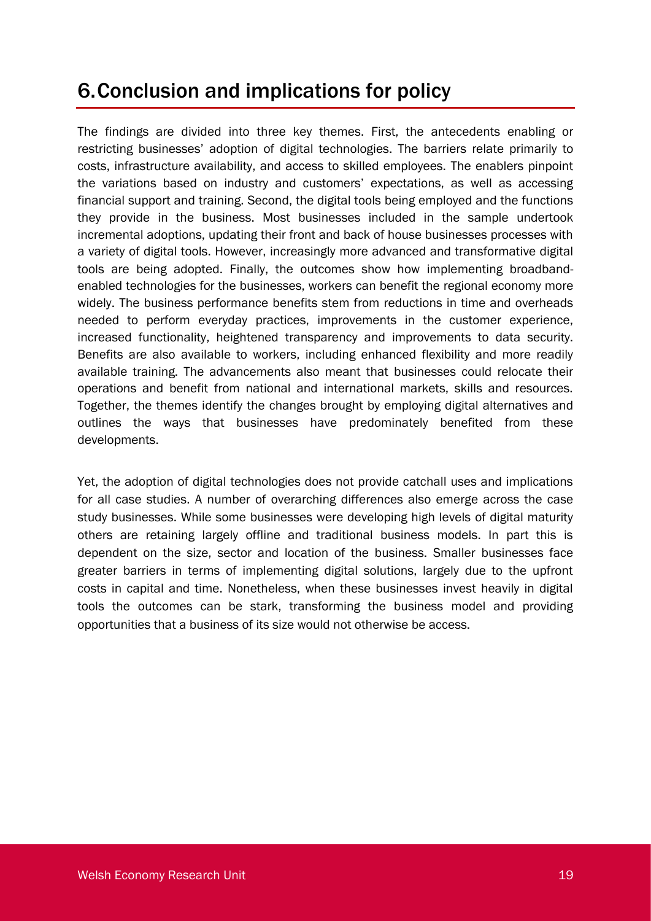# 6. Conclusion and implications for policy

The findings are divided into three key themes. First, the antecedents enabling or restricting businesses' adoption of digital technologies. The barriers relate primarily to costs, infrastructure availability, and access to skilled employees. The enablers pinpoint the variations based on industry and customers' expectations, as well as accessing financial support and training. Second, the digital tools being employed and the functions they provide in the business. Most businesses included in the sample undertook incremental adoptions, updating their front and back of house businesses processes with a variety of digital tools. However, increasingly more advanced and transformative digital tools are being adopted. Finally, the outcomes show how implementing broadband-enabled technologies for the businesses, workers can benefit the regional economy more widely. The business performance benefits stem from reductions in time and overheads needed to perform everyday practices, improvements in the customer experience, increased functionality, heightened transparency and improvements to data security. Benefits are also available to workers, including enhanced flexibility and more readily available training. The advancements also meant that businesses could relocate their operations and benefit from national and international markets, skills and resources. Together, the themes identify the changes brought by employing digital alternatives and outlines the ways that businesses have predominately benefited from these developments.

Yet, the adoption of digital technologies does not provide catchall uses and implications for all case studies. A number of overarching differences also emerge across the case study businesses. While some businesses were developing high levels of digital maturity others are retaining largely offline and traditional business models. In part this is dependent on the size, sector and location of the business. Smaller businesses face greater barriers in terms of implementing digital solutions, largely due to the upfront costs in capital and time. Nonetheless, when these businesses invest heavily in digital tools the outcomes can be stark, transforming the business model and providing opportunities that a business of its size would not otherwise be access.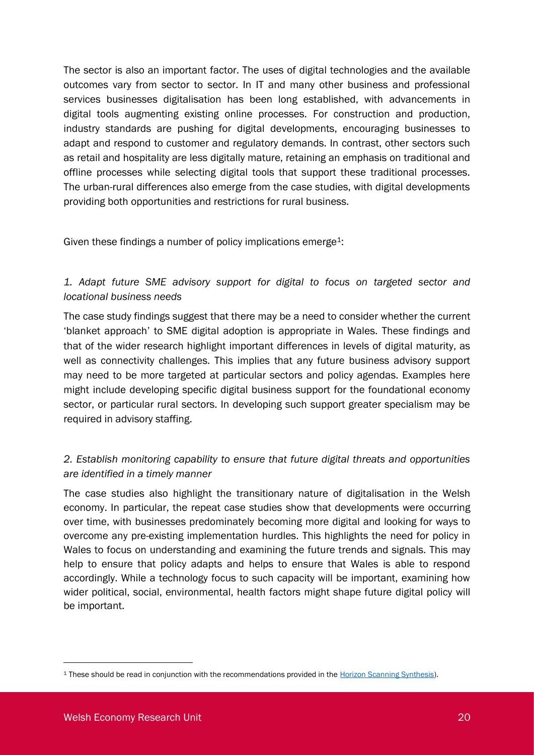The sector is also an important factor. The uses of digital technologies and the available outcomes vary from sector to sector. In IT and many other business and professional services businesses digitalisation has been long established, with advancements in digital tools augmenting existing online processes. For construction and production, industry standards are pushing for digital developments, encouraging businesses to adapt and respond to customer and regulatory demands. In contrast, other sectors such as retail and hospitality are less digitally mature, retaining an emphasis on traditional and offline processes while selecting digital tools that support these traditional processes. The urban-rural differences also emerge from the case studies, with digital developments providing both opportunities and restrictions for rural business.

Given these findings a number of policy implications emerge[1]:

*1. Adapt future SME advisory support for digital to focus on targeted sector and locational business needs*

The case study findings suggest that there may be a need to consider whether the current 'blanket approach' to SME digital adoption is appropriate in Wales. These findings and that of the wider research highlight important differences in levels of digital maturity, as well as connectivity challenges. This implies that any future business advisory support may need to be more targeted at particular sectors and policy agendas. Examples here might include developing specific digital business support for the foundational economy sector, or particular rural sectors. In developing such support greater specialism may be required in advisory staffing.

*2. Establish monitoring capability to ensure that future digital threats and opportunities are identified in a timely manner*

The case studies also highlight the transitionary nature of digitalisation in the Welsh economy. In particular, the repeat case studies show that developments were occurring over time, with businesses predominately becoming more digital and looking for ways to overcome any pre-existing implementation hurdles. This highlights the need for policy in Wales to focus on understanding and examining the future trends and signals. This may help to ensure that policy adapts and helps to ensure that Wales is able to respond accordingly. While a technology focus to such capacity will be important, examining how wider political, social, environmental, health factors might shape future digital policy will be important.

[1] These should be read in conjunction with the recommendations provided in the Horizon Scanning Synthesis).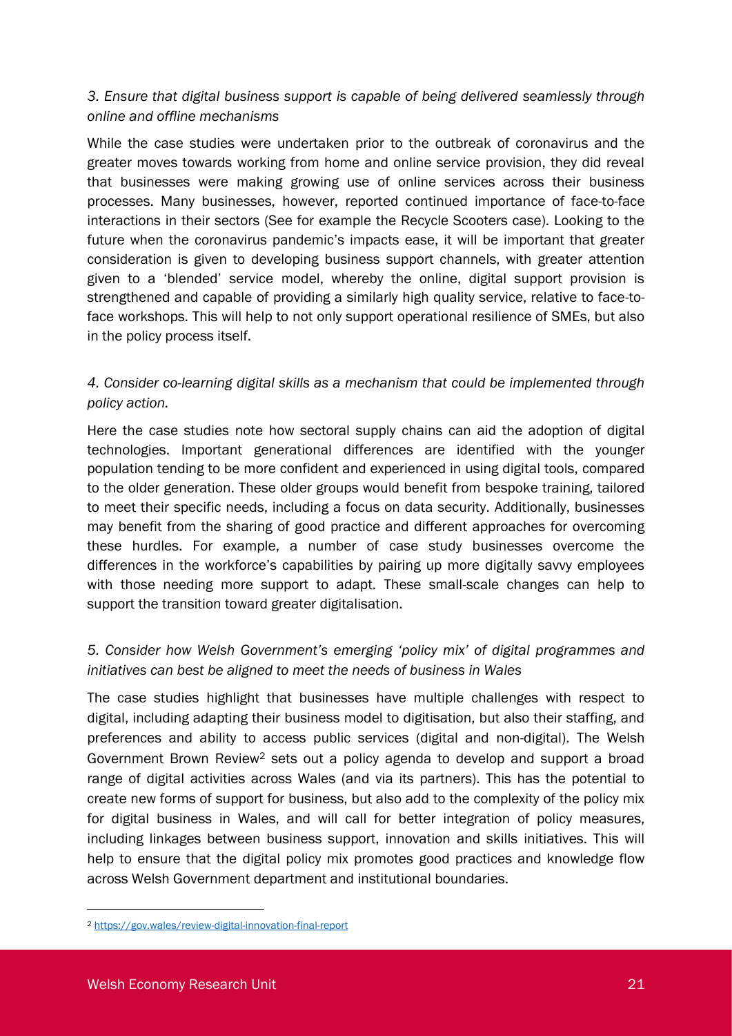*3. Ensure that digital business support is capable of being delivered seamlessly through online and offline mechanisms*

While the case studies were undertaken prior to the outbreak of coronavirus and the greater moves towards working from home and online service provision, they did reveal that businesses were making growing use of online services across their business processes. Many businesses, however, reported continued importance of face-to-face interactions in their sectors (See for example the Recycle Scooters case). Looking to the future when the coronavirus pandemic's impacts ease, it will be important that greater consideration is given to developing business support channels, with greater attention given to a 'blended' service model, whereby the online, digital support provision is strengthened and capable of providing a similarly high quality service, relative to face-to-face workshops. This will help to not only support operational resilience of SMEs, but also in the policy process itself.

*4. Consider co-learning digital skills as a mechanism that could be implemented through policy action.*

Here the case studies note how sectoral supply chains can aid the adoption of digital technologies. Important generational differences are identified with the younger population tending to be more confident and experienced in using digital tools, compared to the older generation. These older groups would benefit from bespoke training, tailored to meet their specific needs, including a focus on data security. Additionally, businesses may benefit from the sharing of good practice and different approaches for overcoming these hurdles. For example, a number of case study businesses overcome the differences in the workforce's capabilities by pairing up more digitally savvy employees with those needing more support to adapt. These small-scale changes can help to support the transition toward greater digitalisation.

*5. Consider how Welsh Government's emerging 'policy mix' of digital programmes and initiatives can best be aligned to meet the needs of business in Wales*

The case studies highlight that businesses have multiple challenges with respect to digital, including adapting their business model to digitisation, but also their staffing, and preferences and ability to access public services (digital and non-digital). The Welsh Government Brown Review[2] sets out a policy agenda to develop and support a broad range of digital activities across Wales (and via its partners). This has the potential to create new forms of support for business, but also add to the complexity of the policy mix for digital business in Wales, and will call for better integration of policy measures, including linkages between business support, innovation and skills initiatives. This will help to ensure that the digital policy mix promotes good practices and knowledge flow across Welsh Government department and institutional boundaries.

---

[2] https://gov.wales/review-digital-innovation-final-report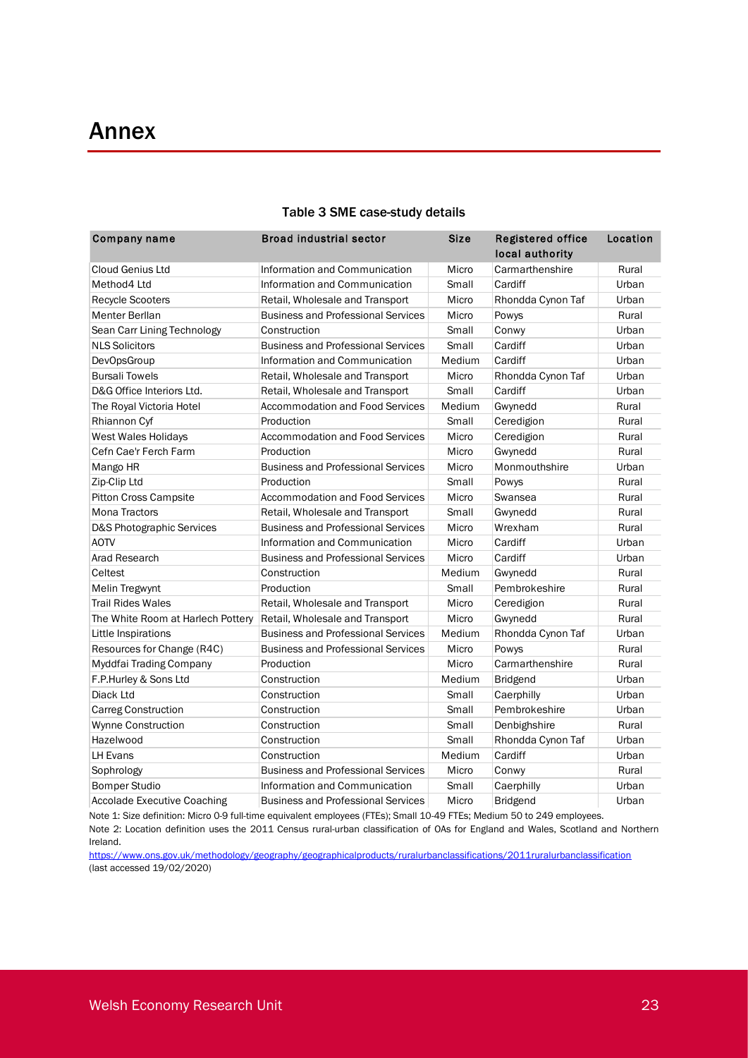# Annex

**Table 3 SME case-study details**

| Company name | Broad industrial sector | Size | Registered office local authority | Location |
|---|---|---|---|---|
| Cloud Genius Ltd | Information and Communication | Micro | Carmarthenshire | Rural |
| Method4 Ltd | Information and Communication | Small | Cardiff | Urban |
| Recycle Scooters | Retail, Wholesale and Transport | Micro | Rhondda Cynon Taf | Urban |
| Menter Berllan | Business and Professional Services | Micro | Powys | Rural |
| Sean Carr Lining Technology | Construction | Small | Conwy | Urban |
| NLS Solicitors | Business and Professional Services | Small | Cardiff | Urban |
| DevOpsGroup | Information and Communication | Medium | Cardiff | Urban |
| Bursali Towels | Retail, Wholesale and Transport | Micro | Rhondda Cynon Taf | Urban |
| D&G Office Interiors Ltd. | Retail, Wholesale and Transport | Small | Cardiff | Urban |
| The Royal Victoria Hotel | Accommodation and Food Services | Medium | Gwynedd | Rural |
| Rhiannon Cyf | Production | Small | Ceredigion | Rural |
| West Wales Holidays | Accommodation and Food Services | Micro | Ceredigion | Rural |
| Cefn Cae'r Ferch Farm | Production | Micro | Gwynedd | Rural |
| Mango HR | Business and Professional Services | Micro | Monmouthshire | Urban |
| Zip-Clip Ltd | Production | Small | Powys | Rural |
| Pitton Cross Campsite | Accommodation and Food Services | Micro | Swansea | Rural |
| Mona Tractors | Retail, Wholesale and Transport | Small | Gwynedd | Rural |
| D&S Photographic Services | Business and Professional Services | Micro | Wrexham | Rural |
| AOTV | Information and Communication | Micro | Cardiff | Urban |
| Arad Research | Business and Professional Services | Micro | Cardiff | Urban |
| Celtest | Construction | Medium | Gwynedd | Rural |
| Melin Tregwynt | Production | Small | Pembrokeshire | Rural |
| Trail Rides Wales | Retail, Wholesale and Transport | Micro | Ceredigion | Rural |
| The White Room at Harlech Pottery | Retail, Wholesale and Transport | Micro | Gwynedd | Rural |
| Little Inspirations | Business and Professional Services | Medium | Rhondda Cynon Taf | Urban |
| Resources for Change (R4C) | Business and Professional Services | Micro | Powys | Rural |
| Myddfai Trading Company | Production | Micro | Carmarthenshire | Rural |
| F.P.Hurley & Sons Ltd | Construction | Medium | Bridgend | Urban |
| Diack Ltd | Construction | Small | Caerphilly | Urban |
| Carreg Construction | Construction | Small | Pembrokeshire | Urban |
| Wynne Construction | Construction | Small | Denbighshire | Rural |
| Hazelwood | Construction | Small | Rhondda Cynon Taf | Urban |
| LH Evans | Construction | Medium | Cardiff | Urban |
| Sophrology | Business and Professional Services | Micro | Conwy | Rural |
| Bomper Studio | Information and Communication | Small | Caerphilly | Urban |
| Accolade Executive Coaching | Business and Professional Services | Micro | Bridgend | Urban |

Note 1: Size definition: Micro 0-9 full-time equivalent employees (FTEs); Small 10-49 FTEs; Medium 50 to 249 employees.

Note 2: Location definition uses the 2011 Census rural-urban classification of OAs for England and Wales, Scotland and Northern Ireland.

https://www.ons.gov.uk/methodology/geography/geographicalproducts/ruralurbanclassifications/2011ruralurbanclassification (last accessed 19/02/2020)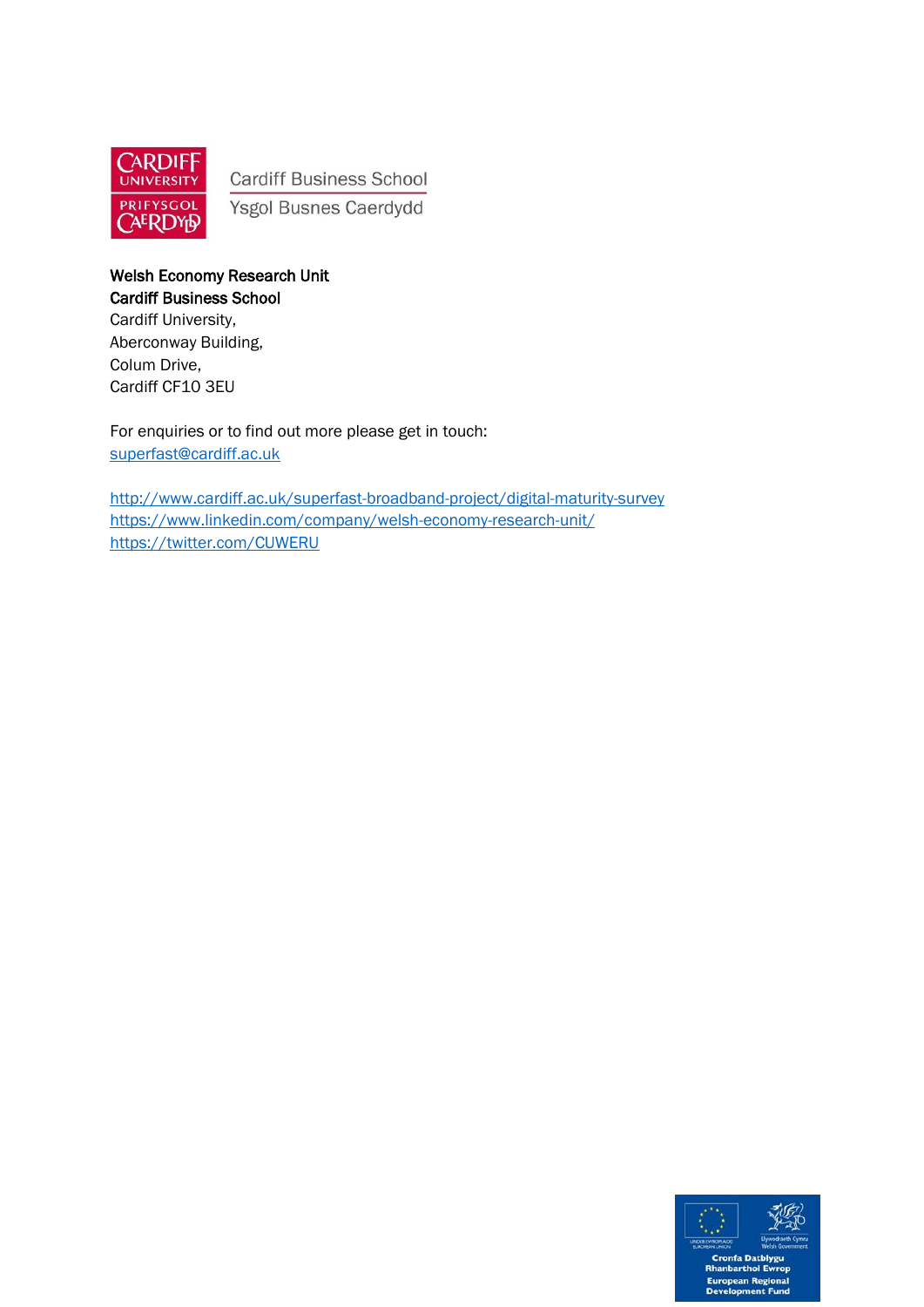Cardiff Business School
Ysgol Busnes Caerdydd

**Welsh Economy Research Unit**
**Cardiff Business School**
Cardiff University,
Aberconway Building,
Colum Drive,
Cardiff CF10 3EU

For enquiries or to find out more please get in touch:
superfast@cardiff.ac.uk

http://www.cardiff.ac.uk/superfast-broadband-project/digital-maturity-survey
https://www.linkedin.com/company/welsh-economy-research-unit/
https://twitter.com/CUWERU